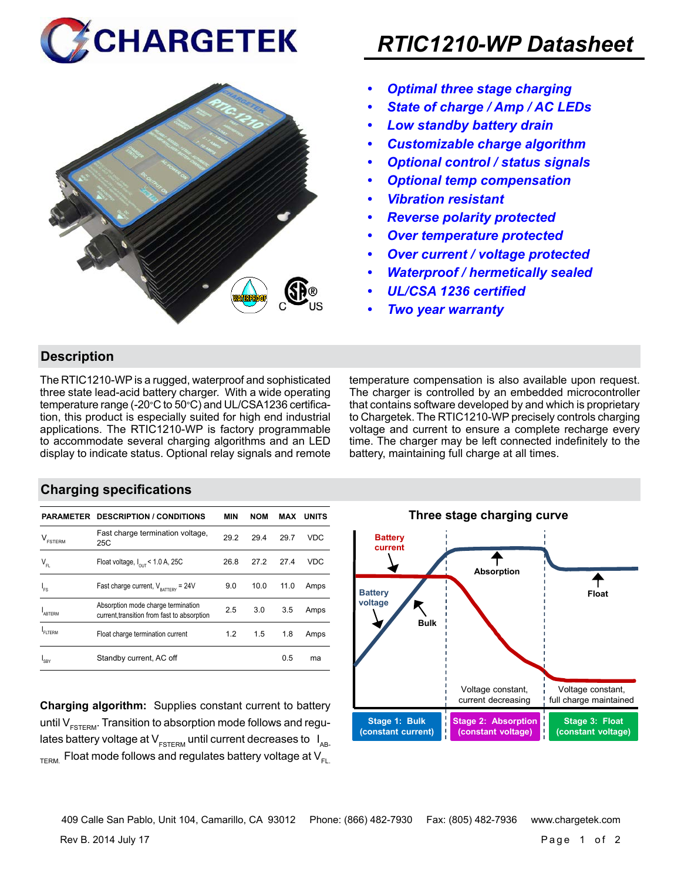CHARGETEK

# RTIC1210-WP Datasheet

- *Optimal three stage charging*
- *State of charge / Amp / AC LEDs*
- *Low standby battery drain*
- *Customizable charge algorithm*
- *Optional control / status signals*
- *Optional temp compensation*
- *Vibration resistant*
- *Reverse polarity protected*
- *Over temperature protected*
- *Over current / voltage protected*
- *Waterproof / hermetically sealed*
- *UL/CSA 1236 certified*
- *Two year warranty*

## Description

The RTIC1210-WP is a rugged, waterproof and sophisticated three state lead-acid battery charger. With a wide operating temperature range (-20°C to 50°C) and UL/CSA1236 certification, this product is especially suited for high end industrial applications. The RTIC1210-WP is factory programmable to accommodate several charging algorithms and an LED display to indicate status. Optional relay signals and remote temperature compensation is also available upon request. The charger is controlled by an embedded microcontroller that contains software developed by and which is proprietary to Chargetek. The RTIC1210-WP precisely controls charging voltage and current to ensure a complete recharge every time. The charger may be left connected indefinitely to the battery, maintaining full charge at all times.

## Charging specifications

| PARAMETER | DESCRIPTION / CONDITIONS | MIN | NOM | MAX | UNITS |
|---|---|---|---|---|---|
| $V_{FSTERM}$ | Fast charge termination voltage, 25C | 29.2 | 29.4 | 29.7 | VDC |
| $V_{FL}$ | Float voltage, $I_{OUT}$ < 1.0 A, 25C | 26.8 | 27.2 | 27.4 | VDC |
| $I_{FS}$ | Fast charge current, $V_{BATTERY}$ = 24V | 9.0 | 10.0 | 11.0 | Amps |
| $I_{ABTERM}$ | Absorption mode charge termination current,transition from fast to absorption | 2.5 | 3.0 | 3.5 | Amps |
| $I_{FLTERM}$ | Float charge termination current | 1.2 | 1.5 | 1.8 | Amps |
| $I_{SBY}$ | Standby current, AC off | | | 0.5 | ma |

**Charging algorithm:** Supplies constant current to battery until $V_{FSTERM}$. Transition to absorption mode follows and regulates battery voltage at $V_{FSTERM}$ until current decreases to $I_{AB-TERM.}$ Float mode follows and regulates battery voltage at $V_{FL.}$

### Three stage charging curve

Battery current; Battery voltage; Bulk; Absorption; Float

Voltage constant, current decreasing | Voltage constant, full charge maintained

Stage 1: Bulk (constant current) | Stage 2: Absorption (constant voltage) | Stage 3: Float (constant voltage)

409 Calle San Pablo, Unit 104, Camarillo, CA 93012 Phone: (866) 482-7930 Fax: (805) 482-7936 www.chargetek.com

Rev B. 2014 July 17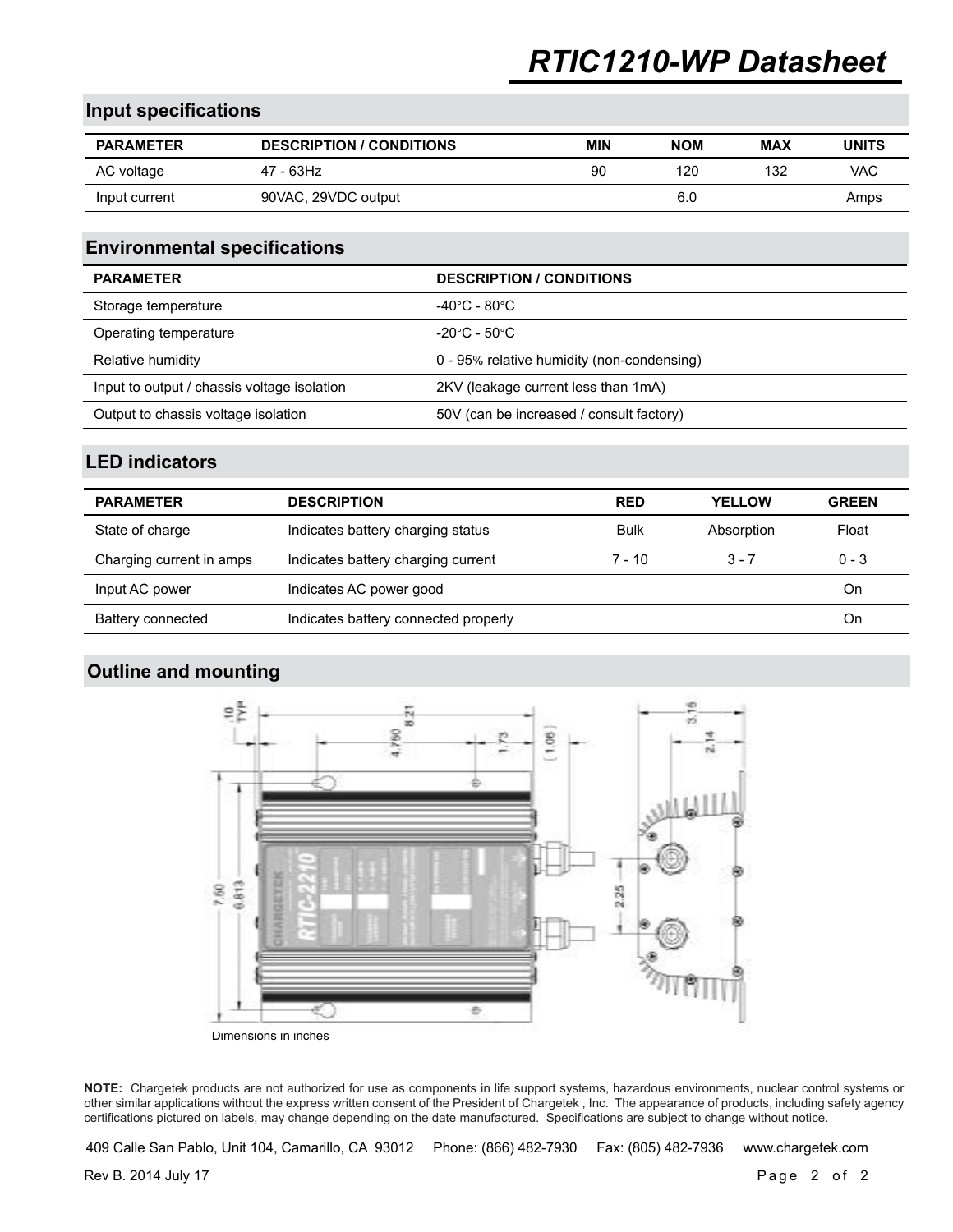# RTIC1210-WP Datasheet

## Input specifications

| PARAMETER | DESCRIPTION / CONDITIONS | MIN | NOM | MAX | UNITS |
|---|---|---|---|---|---|
| AC voltage | 47 - 63Hz | 90 | 120 | 132 | VAC |
| Input current | 90VAC, 29VDC output | | 6.0 | | Amps |

## Environmental specifications

| PARAMETER | DESCRIPTION / CONDITIONS |
|---|---|
| Storage temperature | -40°C - 80°C |
| Operating temperature | -20°C - 50°C |
| Relative humidity | 0 - 95% relative humidity (non-condensing) |
| Input to output / chassis voltage isolation | 2KV (leakage current less than 1mA) |
| Output to chassis voltage isolation | 50V (can be increased / consult factory) |

## LED indicators

| PARAMETER | DESCRIPTION | RED | YELLOW | GREEN |
|---|---|---|---|---|
| State of charge | Indicates battery charging status | Bulk | Absorption | Float |
| Charging current in amps | Indicates battery charging current | 7 - 10 | 3 - 7 | 0 - 3 |
| Input AC power | Indicates AC power good | | | On |
| Battery connected | Indicates battery connected properly | | | On |

## Outline and mounting

.10 TYP
8.21
4.750
1.73
(1.06)
3.15
2.14
7.60
6.813
2.25
CHARGETEK
RTIC-2210

Dimensions in inches

**NOTE:** Chargetek products are not authorized for use as components in life support systems, hazardous environments, nuclear control systems or other similar applications without the express written consent of the President of Chargetek , Inc. The appearance of products, including safety agency certifications pictured on labels, may change depending on the date manufactured. Specifications are subject to change without notice.

409 Calle San Pablo, Unit 104, Camarillo, CA 93012 Phone: (866) 482-7930 Fax: (805) 482-7936 www.chargetek.com

Rev B. 2014 July 17